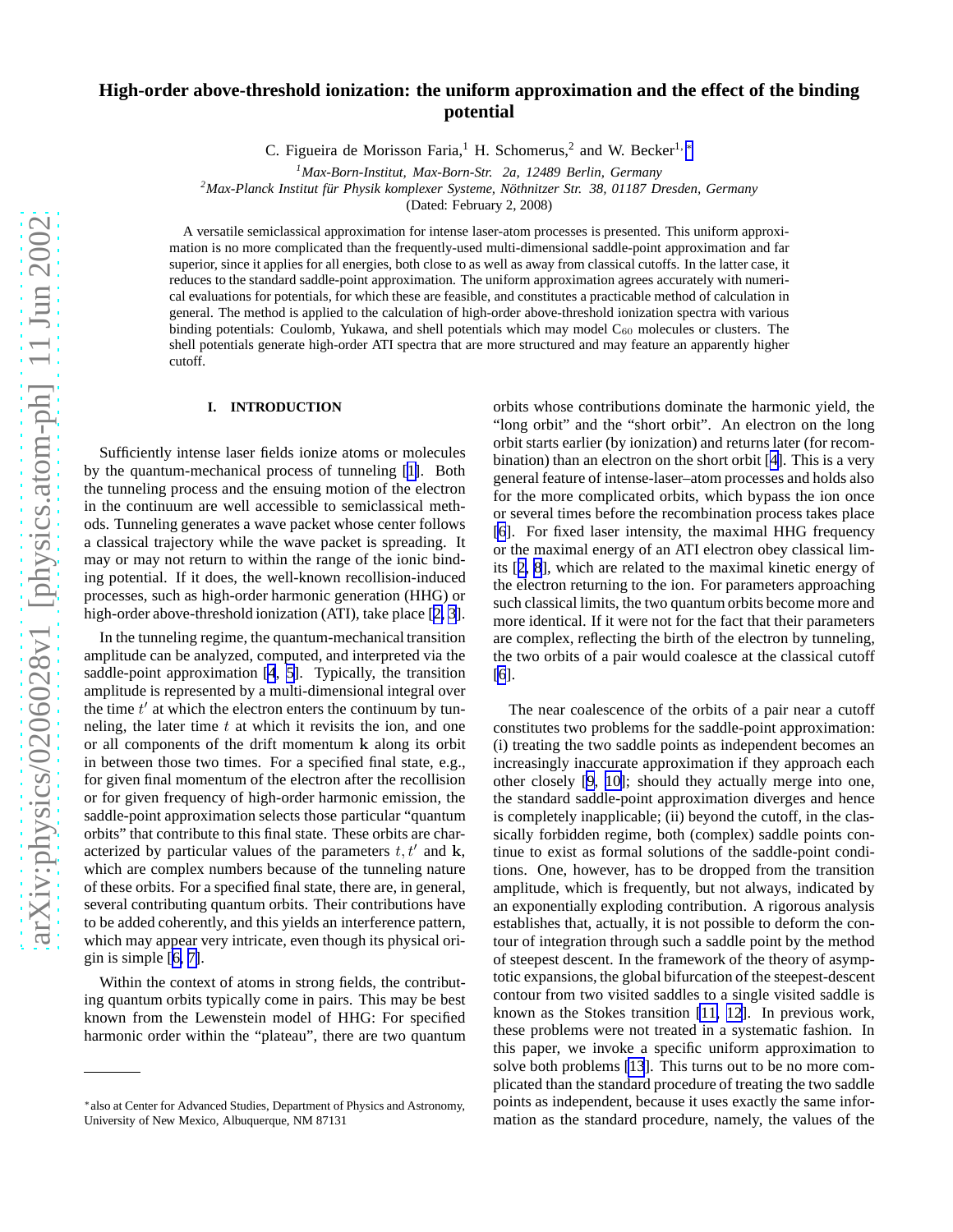# High-order above-threshold ionization: the uniform approximation and the effect of the binding potential

C. Figueira de Morisson Faria,[1] H. Schomerus,[2] and W. Becker[1,*]

[1] *Max-Born-Institut, Max-Born-Str. 2a, 12489 Berlin, Germany*
[2] *Max-Planck Institut für Physik komplexer Systeme, Nöthnitzer Str. 38, 01187 Dresden, Germany*

(Dated: February 2, 2008)

A versatile semiclassical approximation for intense laser-atom processes is presented. This uniform approximation is no more complicated than the frequently-used multi-dimensional saddle-point approximation and far superior, since it applies for all energies, both close to as well as away from classical cutoffs. In the latter case, it reduces to the standard saddle-point approximation. The uniform approximation agrees accurately with numerical evaluations for potentials, for which these are feasible, and constitutes a practicable method of calculation in general. The method is applied to the calculation of high-order above-threshold ionization spectra with various binding potentials: Coulomb, Yukawa, and shell potentials which may model $C_{60}$ molecules or clusters. The shell potentials generate high-order ATI spectra that are more structured and may feature an apparently higher cutoff.

## I. INTRODUCTION

Sufficiently intense laser fields ionize atoms or molecules by the quantum-mechanical process of tunneling [1]. Both the tunneling process and the ensuing motion of the electron in the continuum are well accessible to semiclassical methods. Tunneling generates a wave packet whose center follows a classical trajectory while the wave packet is spreading. It may or may not return to within the range of the ionic binding potential. If it does, the well-known recollision-induced processes, such as high-order harmonic generation (HHG) or high-order above-threshold ionization (ATI), take place [2, 3].

In the tunneling regime, the quantum-mechanical transition amplitude can be analyzed, computed, and interpreted via the saddle-point approximation [4, 5]. Typically, the transition amplitude is represented by a multi-dimensional integral over the time $t'$ at which the electron enters the continuum by tunneling, the later time $t$ at which it revisits the ion, and one or all components of the drift momentum $\mathbf{k}$ along its orbit in between those two times. For a specified final state, e.g., for given final momentum of the electron after the recollision or for given frequency of high-order harmonic emission, the saddle-point approximation selects those particular "quantum orbits" that contribute to this final state. These orbits are characterized by particular values of the parameters $t, t'$ and $\mathbf{k}$, which are complex numbers because of the tunneling nature of these orbits. For a specified final state, there are, in general, several contributing quantum orbits. Their contributions have to be added coherently, and this yields an interference pattern, which may appear very intricate, even though its physical origin is simple [6, 7].

Within the context of atoms in strong fields, the contributing quantum orbits typically come in pairs. This may be best known from the Lewenstein model of HHG: For specified harmonic order within the "plateau", there are two quantum orbits whose contributions dominate the harmonic yield, the "long orbit" and the "short orbit". An electron on the long orbit starts earlier (by ionization) and returns later (for recombination) than an electron on the short orbit [4]. This is a very general feature of intense-laser–atom processes and holds also for the more complicated orbits, which bypass the ion once or several times before the recombination process takes place [6]. For fixed laser intensity, the maximal HHG frequency or the maximal energy of an ATI electron obey classical limits [2, 8], which are related to the maximal kinetic energy of the electron returning to the ion. For parameters approaching such classical limits, the two quantum orbits become more and more identical. If it were not for the fact that their parameters are complex, reflecting the birth of the electron by tunneling, the two orbits of a pair would coalesce at the classical cutoff [6].

The near coalescence of the orbits of a pair near a cutoff constitutes two problems for the saddle-point approximation: (i) treating the two saddle points as independent becomes an increasingly inaccurate approximation if they approach each other closely [9, 10]; should they actually merge into one, the standard saddle-point approximation diverges and hence is completely inapplicable; (ii) beyond the cutoff, in the classically forbidden regime, both (complex) saddle points continue to exist as formal solutions of the saddle-point conditions. One, however, has to be dropped from the transition amplitude, which is frequently, but not always, indicated by an exponentially exploding contribution. A rigorous analysis establishes that, actually, it is not possible to deform the contour of integration through such a saddle point by the method of steepest descent. In the framework of the theory of asymptotic expansions, the global bifurcation of the steepest-descent contour from two visited saddles to a single visited saddle is known as the Stokes transition [11, 12]. In previous work, these problems were not treated in a systematic fashion. In this paper, we invoke a specific uniform approximation to solve both problems [13]. This turns out to be no more complicated than the standard procedure of treating the two saddle points as independent, because it uses exactly the same information as the standard procedure, namely, the values of the

---

* also at Center for Advanced Studies, Department of Physics and Astronomy, University of New Mexico, Albuquerque, NM 87131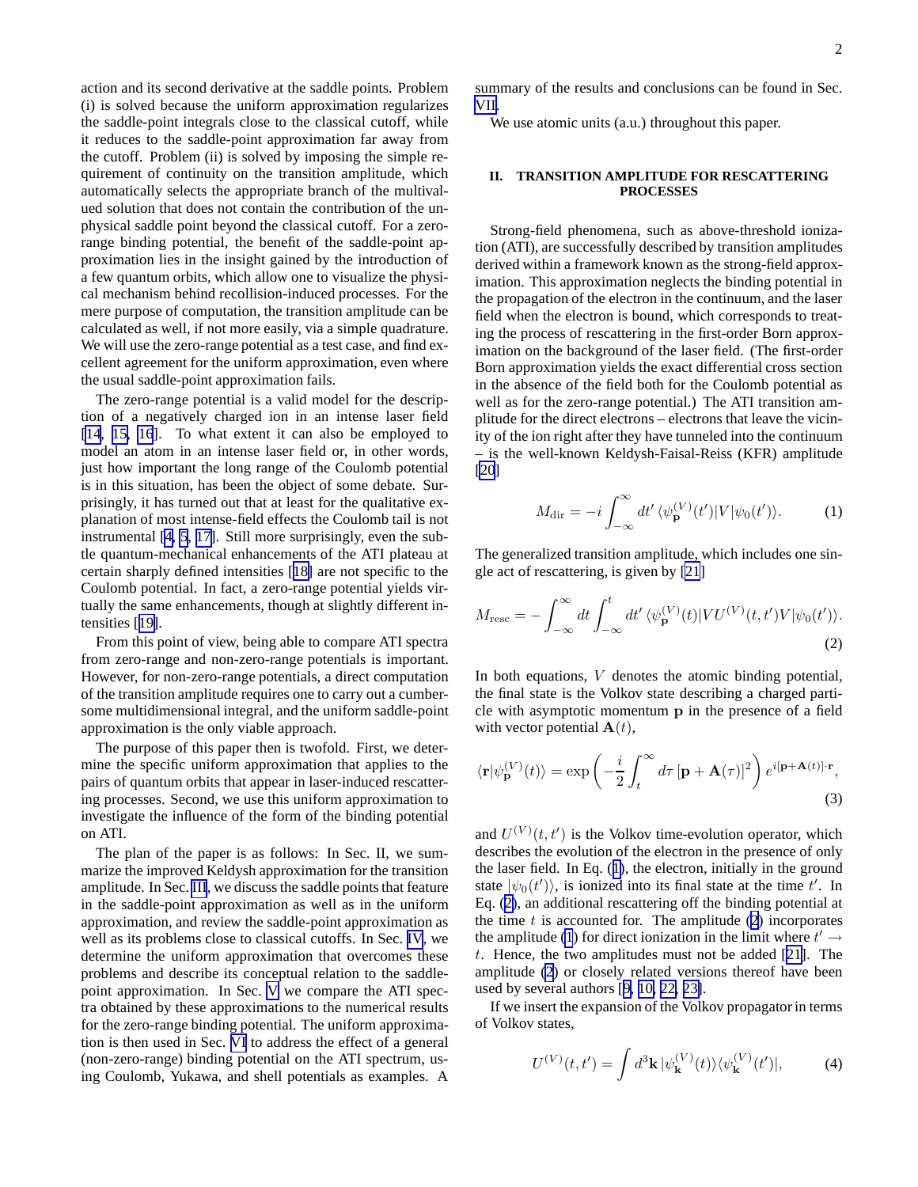action and its second derivative at the saddle points. Problem (i) is solved because the uniform approximation regularizes the saddle-point integrals close to the classical cutoff, while it reduces to the saddle-point approximation far away from the cutoff. Problem (ii) is solved by imposing the simple requirement of continuity on the transition amplitude, which automatically selects the appropriate branch of the multivalued solution that does not contain the contribution of the unphysical saddle point beyond the classical cutoff. For a zero-range binding potential, the benefit of the saddle-point approximation lies in the insight gained by the introduction of a few quantum orbits, which allow one to visualize the physical mechanism behind recollision-induced processes. For the mere purpose of computation, the transition amplitude can be calculated as well, if not more easily, via a simple quadrature. We will use the zero-range potential as a test case, and find excellent agreement for the uniform approximation, even where the usual saddle-point approximation fails.

The zero-range potential is a valid model for the description of a negatively charged ion in an intense laser field [14, 15, 16]. To what extent it can also be employed to model an atom in an intense laser field or, in other words, just how important the long range of the Coulomb potential is in this situation, has been the object of some debate. Surprisingly, it has turned out that at least for the qualitative explanation of most intense-field effects the Coulomb tail is not instrumental [4, 5, 17]. Still more surprisingly, even the subtle quantum-mechanical enhancements of the ATI plateau at certain sharply defined intensities [18] are not specific to the Coulomb potential. In fact, a zero-range potential yields virtually the same enhancements, though at slightly different intensities [19].

From this point of view, being able to compare ATI spectra from zero-range and non-zero-range potentials is important. However, for non-zero-range potentials, a direct computation of the transition amplitude requires one to carry out a cumbersome multidimensional integral, and the uniform saddle-point approximation is the only viable approach.

The purpose of this paper then is twofold. First, we determine the specific uniform approximation that applies to the pairs of quantum orbits that appear in laser-induced rescattering processes. Second, we use this uniform approximation to investigate the influence of the form of the binding potential on ATI.

The plan of the paper is as follows: In Sec. II, we summarize the improved Keldysh approximation for the transition amplitude. In Sec. III, we discuss the saddle points that feature in the saddle-point approximation as well as in the uniform approximation, and review the saddle-point approximation as well as its problems close to classical cutoffs. In Sec. IV, we determine the uniform approximation that overcomes these problems and describe its conceptual relation to the saddle-point approximation. In Sec. V we compare the ATI spectra obtained by these approximations to the numerical results for the zero-range binding potential. The uniform approximation is then used in Sec. VI to address the effect of a general (non-zero-range) binding potential on the ATI spectrum, using Coulomb, Yukawa, and shell potentials as examples. A summary of the results and conclusions can be found in Sec. VII.

We use atomic units (a.u.) throughout this paper.

## II. TRANSITION AMPLITUDE FOR RESCATTERING PROCESSES

Strong-field phenomena, such as above-threshold ionization (ATI), are successfully described by transition amplitudes derived within a framework known as the strong-field approximation. This approximation neglects the binding potential in the propagation of the electron in the continuum, and the laser field when the electron is bound, which corresponds to treating the process of rescattering in the first-order Born approximation on the background of the laser field. (The first-order Born approximation yields the exact differential cross section in the absence of the field both for the Coulomb potential as well as for the zero-range potential.) The ATI transition amplitude for the direct electrons – electrons that leave the vicinity of the ion right after they have tunneled into the continuum – is the well-known Keldysh-Faisal-Reiss (KFR) amplitude [20]

$$M_{\rm dir} = -i\int_{-\infty}^{\infty} dt' \, \langle \psi_{\mathbf{p}}^{(V)}(t')|V|\psi_0(t')\rangle. \tag{1}$$

The generalized transition amplitude, which includes one single act of rescattering, is given by [21]

$$M_{\rm resc} = -\int_{-\infty}^{\infty} dt \int_{-\infty}^{t} dt' \, \langle \psi_{\mathbf{p}}^{(V)}(t)|VU^{(V)}(t,t')V|\psi_0(t')\rangle. \tag{2}$$

In both equations, $V$ denotes the atomic binding potential, the final state is the Volkov state describing a charged particle with asymptotic momentum $\mathbf{p}$ in the presence of a field with vector potential $\mathbf{A}(t)$,

$$\langle \mathbf{r}|\psi_{\mathbf{p}}^{(V)}(t)\rangle = \exp\left(-\frac{i}{2}\int_{t}^{\infty} d\tau \, [\mathbf{p}+\mathbf{A}(\tau)]^2\right) e^{i[\mathbf{p}+\mathbf{A}(t)]\cdot\mathbf{r}}, \tag{3}$$

and $U^{(V)}(t,t')$ is the Volkov time-evolution operator, which describes the evolution of the electron in the presence of only the laser field. In Eq. (1), the electron, initially in the ground state $|\psi_0(t')\rangle$, is ionized into its final state at the time $t'$. In Eq. (2), an additional rescattering off the binding potential at the time $t$ is accounted for. The amplitude (2) incorporates the amplitude (1) for direct ionization in the limit where $t' \to t$. Hence, the two amplitudes must not be added [21]. The amplitude (2) or closely related versions thereof have been used by several authors [9, 10, 22, 23].

If we insert the expansion of the Volkov propagator in terms of Volkov states,

$$U^{(V)}(t,t') = \int d^3\mathbf{k} \, |\psi_{\mathbf{k}}^{(V)}(t)\rangle\langle\psi_{\mathbf{k}}^{(V)}(t')|, \tag{4}$$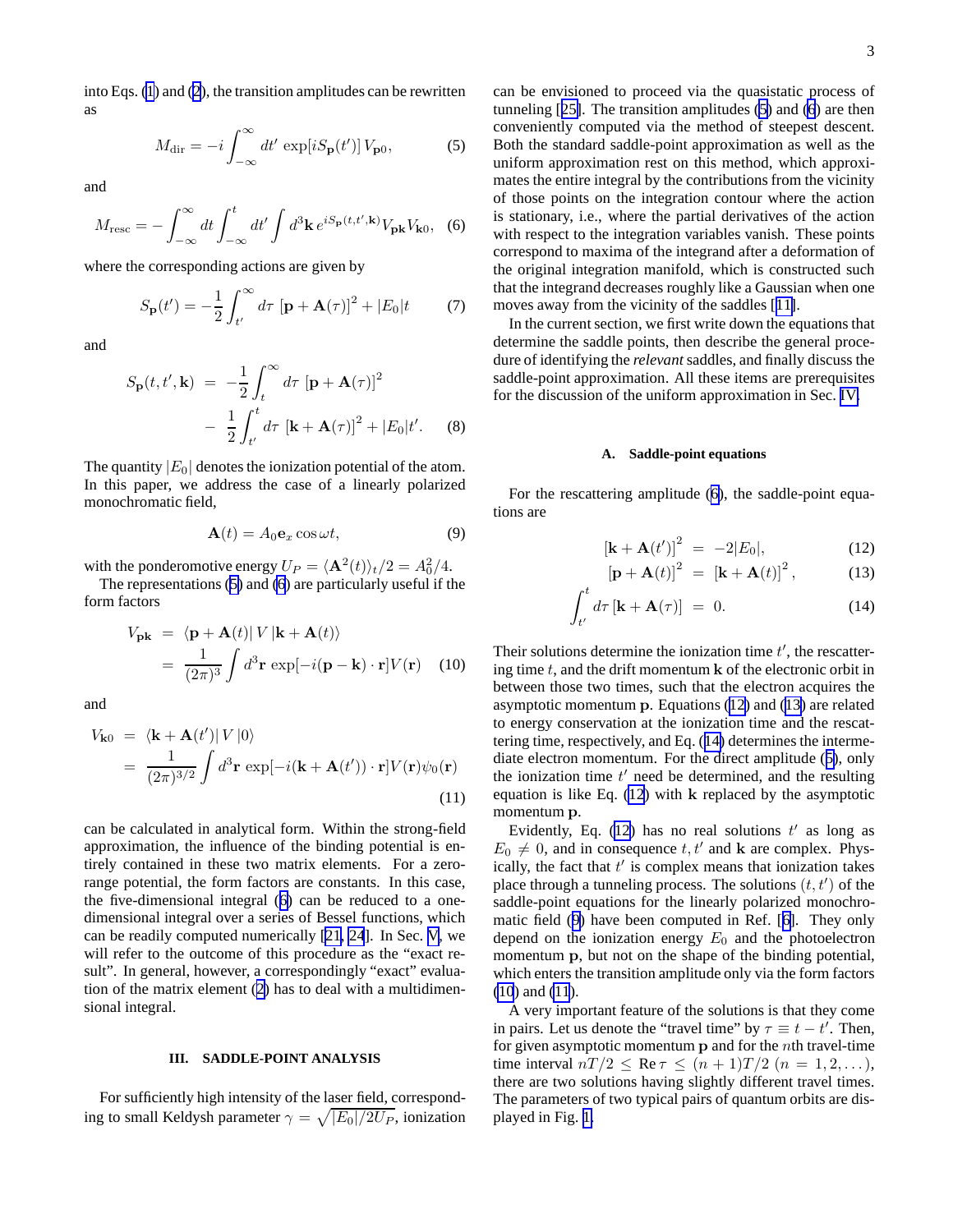into Eqs. (1) and (2), the transition amplitudes can be rewritten as

$$M_{\rm dir} = -i\int_{-\infty}^{\infty} dt' \, \exp[iS_{\mathbf{p}}(t')] \, V_{\mathbf{p}0}, \tag{5}$$

and

$$M_{\rm resc} = -\int_{-\infty}^{\infty} dt \int_{-\infty}^{t} dt' \int d^3\mathbf{k} \, e^{iS_{\mathbf{p}}(t,t',\mathbf{k})} V_{\mathbf{pk}} V_{\mathbf{k}0}, \tag{6}$$

where the corresponding actions are given by

$$S_{\mathbf{p}}(t') = -\frac{1}{2}\int_{t'}^{\infty} d\tau \, [\mathbf{p}+\mathbf{A}(\tau)]^2 + |E_0| t \tag{7}$$

and

$$\begin{aligned} S_{\mathbf{p}}(t,t',\mathbf{k}) &= -\frac{1}{2}\int_{t}^{\infty} d\tau \, [\mathbf{p}+\mathbf{A}(\tau)]^2 \\ &- \frac{1}{2}\int_{t'}^{t} d\tau \, [\mathbf{k}+\mathbf{A}(\tau)]^2 + |E_0| t'. \end{aligned} \tag{8}$$

The quantity $|E_0|$ denotes the ionization potential of the atom. In this paper, we address the case of a linearly polarized monochromatic field,

$$\mathbf{A}(t) = A_0 \mathbf{e}_x \cos\omega t, \tag{9}$$

with the ponderomotive energy $U_P = \langle \mathbf{A}^2(t)\rangle_t/2 = A_0^2/4$.

The representations (5) and (6) are particularly useful if the form factors

$$\begin{aligned} V_{\mathbf{pk}} &= \langle \mathbf{p}+\mathbf{A}(t)|\, V \,|\mathbf{k}+\mathbf{A}(t)\rangle \\ &= \frac{1}{(2\pi)^3}\int d^3\mathbf{r} \, \exp[-i(\mathbf{p}-\mathbf{k})\cdot\mathbf{r}] V(\mathbf{r}) \end{aligned} \tag{10}$$

and

$$\begin{aligned} V_{\mathbf{k}0} &= \langle \mathbf{k}+\mathbf{A}(t')|\, V \,|0\rangle \\ &= \frac{1}{(2\pi)^{3/2}}\int d^3\mathbf{r} \, \exp[-i(\mathbf{k}+\mathbf{A}(t'))\cdot\mathbf{r}] V(\mathbf{r})\psi_0(\mathbf{r}) \end{aligned} \tag{11}$$

can be calculated in analytical form. Within the strong-field approximation, the influence of the binding potential is entirely contained in these two matrix elements. For a zero-range potential, the form factors are constants. In this case, the five-dimensional integral (6) can be reduced to a one-dimensional integral over a series of Bessel functions, which can be readily computed numerically [21, 24]. In Sec. V, we will refer to the outcome of this procedure as the "exact result". In general, however, a correspondingly "exact" evaluation of the matrix element (2) has to deal with a multidimensional integral.

## III. SADDLE-POINT ANALYSIS

For sufficiently high intensity of the laser field, corresponding to small Keldysh parameter $\gamma = \sqrt{|E_0|/2U_P}$, ionization can be envisioned to proceed via the quasistatic process of tunneling [25]. The transition amplitudes (5) and (6) are then conveniently computed via the method of steepest descent. Both the standard saddle-point approximation as well as the uniform approximation rest on this method, which approximates the entire integral by the contributions from the vicinity of those points on the integration contour where the action is stationary, i.e., where the partial derivatives of the action with respect to the integration variables vanish. These points correspond to maxima of the integrand after a deformation of the original integration manifold, which is constructed such that the integrand decreases roughly like a Gaussian when one moves away from the vicinity of the saddles [11].

In the current section, we first write down the equations that determine the saddle points, then describe the general procedure of identifying the *relevant* saddles, and finally discuss the saddle-point approximation. All these items are prerequisites for the discussion of the uniform approximation in Sec. IV.

### A. Saddle-point equations

For the rescattering amplitude (6), the saddle-point equations are

$$\begin{aligned} [\mathbf{k}+\mathbf{A}(t')]^2 &= -2|E_0|, & (12)\\ [\mathbf{p}+\mathbf{A}(t)]^2 &= [\mathbf{k}+\mathbf{A}(t)]^2\,, & (13)\\ \int_{t'}^{t} d\tau \, [\mathbf{k}+\mathbf{A}(\tau)] &= 0. & (14) \end{aligned}$$

Their solutions determine the ionization time $t'$, the rescattering time $t$, and the drift momentum $\mathbf{k}$ of the electronic orbit in between those two times, such that the electron acquires the asymptotic momentum $\mathbf{p}$. Equations (12) and (13) are related to energy conservation at the ionization time and the rescattering time, respectively, and Eq. (14) determines the intermediate electron momentum. For the direct amplitude (5), only the ionization time $t'$ need be determined, and the resulting equation is like Eq. (12) with $\mathbf{k}$ replaced by the asymptotic momentum $\mathbf{p}$.

Evidently, Eq. (12) has no real solutions $t'$ as long as $E_0 \neq 0$, and in consequence $t, t'$ and $\mathbf{k}$ are complex. Physically, the fact that $t'$ is complex means that ionization takes place through a tunneling process. The solutions $(t, t')$ of the saddle-point equations for the linearly polarized monochromatic field (9) have been computed in Ref. [6]. They only depend on the ionization energy $E_0$ and the photoelectron momentum $\mathbf{p}$, but not on the shape of the binding potential, which enters the transition amplitude only via the form factors (10) and (11).

A very important feature of the solutions is that they come in pairs. Let us denote the "travel time" by $\tau \equiv t - t'$. Then, for given asymptotic momentum $\mathbf{p}$ and for the $n$th travel-time time interval $nT/2 \leq \mathrm{Re}\,\tau \leq (n+1)T/2$ $(n = 1, 2, \ldots)$, there are two solutions having slightly different travel times. The parameters of two typical pairs of quantum orbits are displayed in Fig. 1.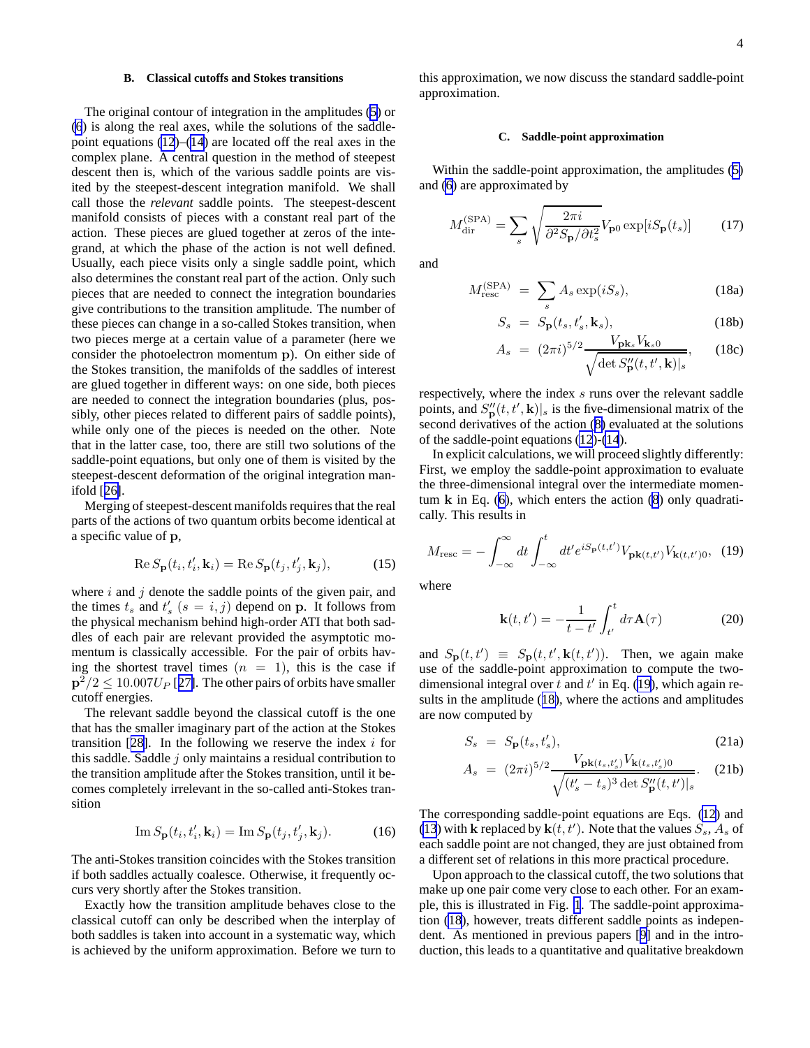### B. Classical cutoffs and Stokes transitions

The original contour of integration in the amplitudes (5) or (6) is along the real axes, while the solutions of the saddle-point equations (12)–(14) are located off the real axes in the complex plane. A central question in the method of steepest descent then is, which of the various saddle points are visited by the steepest-descent integration manifold. We shall call those the *relevant* saddle points. The steepest-descent manifold consists of pieces with a constant real part of the action. These pieces are glued together at zeros of the integrand, at which the phase of the action is not well defined. Usually, each piece visits only a single saddle point, which also determines the constant real part of the action. Only such pieces that are needed to connect the integration boundaries give contributions to the transition amplitude. The number of these pieces can change in a so-called Stokes transition, when two pieces merge at a certain value of a parameter (here we consider the photoelectron momentum $\mathbf{p}$). On either side of the Stokes transition, the manifolds of the saddles of interest are glued together in different ways: on one side, both pieces are needed to connect the integration boundaries (plus, possibly, other pieces related to different pairs of saddle points), while only one of the pieces is needed on the other. Note that in the latter case, too, there are still two solutions of the saddle-point equations, but only one of them is visited by the steepest-descent deformation of the original integration manifold [26].

Merging of steepest-descent manifolds requires that the real parts of the actions of two quantum orbits become identical at a specific value of $\mathbf{p}$,

$$\operatorname{Re} S_{\mathbf{p}}(t_i, t_i', \mathbf{k}_i) = \operatorname{Re} S_{\mathbf{p}}(t_j, t_j', \mathbf{k}_j), \tag{15}$$

where $i$ and $j$ denote the saddle points of the given pair, and the times $t_s$ and $t_s'$ $(s = i, j)$ depend on $\mathbf{p}$. It follows from the physical mechanism behind high-order ATI that both saddles of each pair are relevant provided the asymptotic momentum is classically accessible. For the pair of orbits having the shortest travel times $(n = 1)$, this is the case if $\mathbf{p}^2/2 \leq 10.007 U_P$ [27]. The other pairs of orbits have smaller cutoff energies.

The relevant saddle beyond the classical cutoff is the one that has the smaller imaginary part of the action at the Stokes transition [28]. In the following we reserve the index $i$ for this saddle. Saddle $j$ only maintains a residual contribution to the transition amplitude after the Stokes transition, until it becomes completely irrelevant in the so-called anti-Stokes transition

$$\operatorname{Im} S_{\mathbf{p}}(t_i, t_i', \mathbf{k}_i) = \operatorname{Im} S_{\mathbf{p}}(t_j, t_j', \mathbf{k}_j). \tag{16}$$

The anti-Stokes transition coincides with the Stokes transition if both saddles actually coalesce. Otherwise, it frequently occurs very shortly after the Stokes transition.

Exactly how the transition amplitude behaves close to the classical cutoff can only be described when the interplay of both saddles is taken into account in a systematic way, which is achieved by the uniform approximation. Before we turn to this approximation, we now discuss the standard saddle-point approximation.

### C. Saddle-point approximation

Within the saddle-point approximation, the amplitudes (5) and (6) are approximated by

$$M_{\rm dir}^{\rm (SPA)} = \sum_s \sqrt{\frac{2\pi i}{\partial^2 S_{\mathbf{p}}/\partial t_s^2}} V_{\mathbf{p}0} \exp[i S_{\mathbf{p}}(t_s)] \tag{17}$$

and

$$\begin{aligned} M_{\rm resc}^{\rm (SPA)} &= \sum_s A_s \exp(i S_s), && (18a)\\ S_s &= S_{\mathbf{p}}(t_s, t_s', \mathbf{k}_s), && (18b)\\ A_s &= (2\pi i)^{5/2} \frac{V_{\mathbf{p}\mathbf{k}_s} V_{\mathbf{k}_s 0}}{\sqrt{\det S_{\mathbf{p}}''(t,t',\mathbf{k})|_s}}, && (18c) \end{aligned}$$

respectively, where the index $s$ runs over the relevant saddle points, and $S_{\mathbf{p}}''(t,t',\mathbf{k})|_s$ is the five-dimensional matrix of the second derivatives of the action (8) evaluated at the solutions of the saddle-point equations (12)-(14).

In explicit calculations, we will proceed slightly differently: First, we employ the saddle-point approximation to evaluate the three-dimensional integral over the intermediate momentum $\mathbf{k}$ in Eq. (6), which enters the action (8) only quadratically. This results in

$$M_{\rm resc} = -\int_{-\infty}^{\infty} dt \int_{-\infty}^{t} dt' e^{i S_{\mathbf{p}}(t,t')} V_{\mathbf{p}\mathbf{k}(t,t')} V_{\mathbf{k}(t,t')0}, \tag{19}$$

where

$$\mathbf{k}(t,t') = -\frac{1}{t-t'} \int_{t'}^{t} d\tau \mathbf{A}(\tau) \tag{20}$$

and $S_{\mathbf{p}}(t,t') \equiv S_{\mathbf{p}}(t,t',\mathbf{k}(t,t'))$. Then, we again make use of the saddle-point approximation to compute the two-dimensional integral over $t$ and $t'$ in Eq. (19), which again results in the amplitude (18), where the actions and amplitudes are now computed by

$$\begin{aligned} S_s &= S_{\mathbf{p}}(t_s, t_s'), && (21a)\\ A_s &= (2\pi i)^{5/2} \frac{V_{\mathbf{p}\mathbf{k}(t_s,t_s')} V_{\mathbf{k}(t_s,t_s')0}}{\sqrt{(t_s'-t_s)^3 \det S_{\mathbf{p}}''(t,t')|_s}}. && (21b) \end{aligned}$$

The corresponding saddle-point equations are Eqs. (12) and (13) with $\mathbf{k}$ replaced by $\mathbf{k}(t,t')$. Note that the values $S_s$, $A_s$ of each saddle point are not changed, they are just obtained from a different set of relations in this more practical procedure.

Upon approach to the classical cutoff, the two solutions that make up one pair come very close to each other. For an example, this is illustrated in Fig. 1. The saddle-point approximation (18), however, treats different saddle points as independent. As mentioned in previous papers [9] and in the introduction, this leads to a quantitative and qualitative breakdown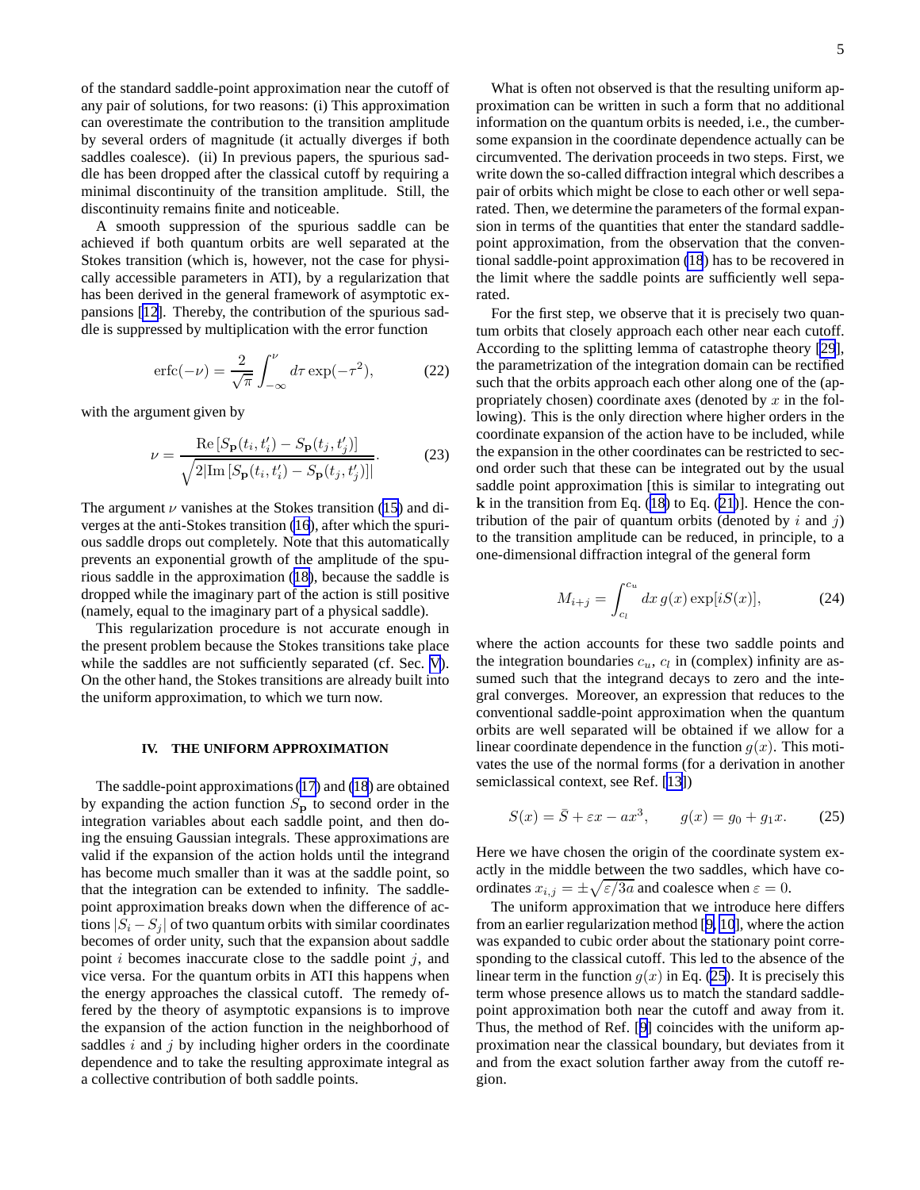of the standard saddle-point approximation near the cutoff of any pair of solutions, for two reasons: (i) This approximation can overestimate the contribution to the transition amplitude by several orders of magnitude (it actually diverges if both saddles coalesce). (ii) In previous papers, the spurious saddle has been dropped after the classical cutoff by requiring a minimal discontinuity of the transition amplitude. Still, the discontinuity remains finite and noticeable.

A smooth suppression of the spurious saddle can be achieved if both quantum orbits are well separated at the Stokes transition (which is, however, not the case for physically accessible parameters in ATI), by a regularization that has been derived in the general framework of asymptotic expansions [12]. Thereby, the contribution of the spurious saddle is suppressed by multiplication with the error function

$$\mathrm{erfc}(-\nu) = \frac{2}{\sqrt{\pi}} \int_{-\infty}^{\nu} d\tau \exp(-\tau^2), \tag{22}$$

with the argument given by

$$\nu = \frac{\mathrm{Re}\,[S_{\mathbf{p}}(t_i, t_i') - S_{\mathbf{p}}(t_j, t_j')]}{\sqrt{2|\mathrm{Im}\,[S_{\mathbf{p}}(t_i, t_i') - S_{\mathbf{p}}(t_j, t_j')]|}}. \tag{23}$$

The argument $\nu$ vanishes at the Stokes transition (15) and diverges at the anti-Stokes transition (16), after which the spurious saddle drops out completely. Note that this automatically prevents an exponential growth of the amplitude of the spurious saddle in the approximation (18), because the saddle is dropped while the imaginary part of the action is still positive (namely, equal to the imaginary part of a physical saddle).

This regularization procedure is not accurate enough in the present problem because the Stokes transitions take place while the saddles are not sufficiently separated (cf. Sec. V). On the other hand, the Stokes transitions are already built into the uniform approximation, to which we turn now.

## IV. THE UNIFORM APPROXIMATION

The saddle-point approximations (17) and (18) are obtained by expanding the action function $S_{\mathbf{p}}$ to second order in the integration variables about each saddle point, and then doing the ensuing Gaussian integrals. These approximations are valid if the expansion of the action holds until the integrand has become much smaller than it was at the saddle point, so that the integration can be extended to infinity. The saddle-point approximation breaks down when the difference of actions $|S_i - S_j|$ of two quantum orbits with similar coordinates becomes of order unity, such that the expansion about saddle point $i$ becomes inaccurate close to the saddle point $j$, and vice versa. For the quantum orbits in ATI this happens when the energy approaches the classical cutoff. The remedy offered by the theory of asymptotic expansions is to improve the expansion of the action function in the neighborhood of saddles $i$ and $j$ by including higher orders in the coordinate dependence and to take the resulting approximate integral as a collective contribution of both saddle points.

What is often not observed is that the resulting uniform approximation can be written in such a form that no additional information on the quantum orbits is needed, i.e., the cumbersome expansion in the coordinate dependence actually can be circumvented. The derivation proceeds in two steps. First, we write down the so-called diffraction integral which describes a pair of orbits which might be close to each other or well separated. Then, we determine the parameters of the formal expansion in terms of the quantities that enter the standard saddle-point approximation, from the observation that the conventional saddle-point approximation (18) has to be recovered in the limit where the saddle points are sufficiently well separated.

For the first step, we observe that it is precisely two quantum orbits that closely approach each other near each cutoff. According to the splitting lemma of catastrophe theory [29], the parametrization of the integration domain can be rectified such that the orbits approach each other along one of the (appropriately chosen) coordinate axes (denoted by $x$ in the following). This is the only direction where higher orders in the coordinate expansion of the action have to be included, while the expansion in the other coordinates can be restricted to second order such that these can be integrated out by the usual saddle point approximation [this is similar to integrating out $\mathbf{k}$ in the transition from Eq. (18) to Eq. (21)]. Hence the contribution of the pair of quantum orbits (denoted by $i$ and $j$) to the transition amplitude can be reduced, in principle, to a one-dimensional diffraction integral of the general form

$$M_{i+j} = \int_{c_l}^{c_u} dx\, g(x) \exp[iS(x)], \tag{24}$$

where the action accounts for these two saddle points and the integration boundaries $c_u$, $c_l$ in (complex) infinity are assumed such that the integrand decays to zero and the integral converges. Moreover, an expression that reduces to the conventional saddle-point approximation when the quantum orbits are well separated will be obtained if we allow for a linear coordinate dependence in the function $g(x)$. This motivates the use of the normal forms (for a derivation in another semiclassical context, see Ref. [13])

$$S(x) = \bar{S} + \varepsilon x - a x^3, \qquad g(x) = g_0 + g_1 x. \tag{25}$$

Here we have chosen the origin of the coordinate system exactly in the middle between the two saddles, which have coordinates $x_{i,j} = \pm\sqrt{\varepsilon/3a}$ and coalesce when $\varepsilon = 0$.

The uniform approximation that we introduce here differs from an earlier regularization method [9, 10], where the action was expanded to cubic order about the stationary point corresponding to the classical cutoff. This led to the absence of the linear term in the function $g(x)$ in Eq. (25). It is precisely this term whose presence allows us to match the standard saddle-point approximation both near the cutoff and away from it. Thus, the method of Ref. [9] coincides with the uniform approximation near the classical boundary, but deviates from it and from the exact solution farther away from the cutoff region.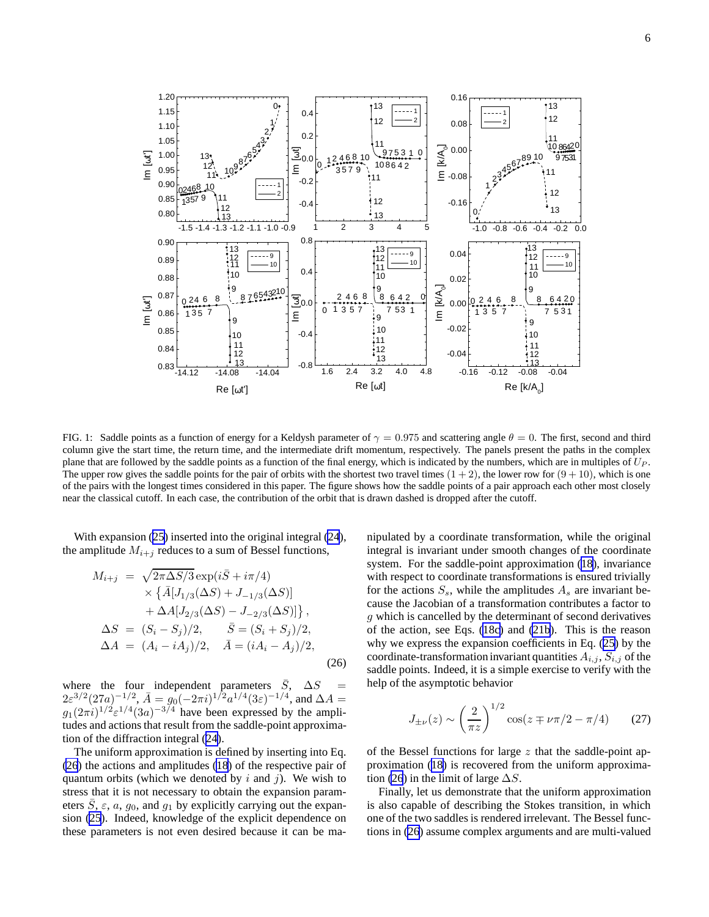FIG. 1: Saddle points as a function of energy for a Keldysh parameter of $\gamma = 0.975$ and scattering angle $\theta = 0$. The first, second and third column give the start time, the return time, and the intermediate drift momentum, respectively. The panels present the paths in the complex plane that are followed by the saddle points as a function of the final energy, which is indicated by the numbers, which are in multiples of $U_P$. The upper row gives the saddle points for the pair of orbits with the shortest two travel times $(1 + 2)$, the lower row for $(9 + 10)$, which is one of the pairs with the longest times considered in this paper. The figure shows how the saddle points of a pair approach each other most closely near the classical cutoff. In each case, the contribution of the orbit that is drawn dashed is dropped after the cutoff.

With expansion (25) inserted into the original integral (24), the amplitude $M_{i+j}$ reduces to a sum of Bessel functions,

$$
\begin{aligned}
M_{i+j} &= \sqrt{2\pi\Delta S/3}\exp(i\bar{S} + i\pi/4) \\
&\quad \times \left\{\bar{A}[J_{1/3}(\Delta S) + J_{-1/3}(\Delta S)] \right. \\
&\quad \left. + \Delta A[J_{2/3}(\Delta S) - J_{-2/3}(\Delta S)]\right\}, \\
\Delta S &= (S_i - S_j)/2, \qquad \bar{S} = (S_i + S_j)/2, \\
\Delta A &= (A_i - iA_j)/2, \quad \bar{A} = (iA_i - A_j)/2,
\end{aligned}
\tag{26}
$$

where the four independent parameters $\bar{S}$, $\Delta S = 2\varepsilon^{3/2}(27a)^{-1/2}$, $\bar{A} = g_0(-2\pi i)^{1/2}a^{1/4}(3\varepsilon)^{-1/4}$, and $\Delta A = g_1(2\pi i)^{1/2}\varepsilon^{1/4}(3a)^{-3/4}$ have been expressed by the amplitudes and actions that result from the saddle-point approximation of the diffraction integral (24).

The uniform approximation is defined by inserting into Eq. (26) the actions and amplitudes (18) of the respective pair of quantum orbits (which we denoted by $i$ and $j$). We wish to stress that it is not necessary to obtain the expansion parameters $\bar{S}$, $\varepsilon$, $a$, $g_0$, and $g_1$ by explicitly carrying out the expansion (25). Indeed, knowledge of the explicit dependence on these parameters is not even desired because it can be manipulated by a coordinate transformation, while the original integral is invariant under smooth changes of the coordinate system. For the saddle-point approximation (18), invariance with respect to coordinate transformations is ensured trivially for the actions $S_s$, while the amplitudes $A_s$ are invariant because the Jacobian of a transformation contributes a factor to $g$ which is cancelled by the determinant of second derivatives of the action, see Eqs. (18c) and (21b). This is the reason why we express the expansion coefficients in Eq. (25) by the coordinate-transformation invariant quantities $A_{i,j}$, $S_{i,j}$ of the saddle points. Indeed, it is a simple exercise to verify with the help of the asymptotic behavior

$$
J_{\pm\nu}(z) \sim \left(\frac{2}{\pi z}\right)^{1/2} \cos(z \mp \nu\pi/2 - \pi/4) \tag{27}
$$

of the Bessel functions for large $z$ that the saddle-point approximation (18) is recovered from the uniform approximation (26) in the limit of large $\Delta S$.

Finally, let us demonstrate that the uniform approximation is also capable of describing the Stokes transition, in which one of the two saddles is rendered irrelevant. The Bessel functions in (26) assume complex arguments and are multi-valued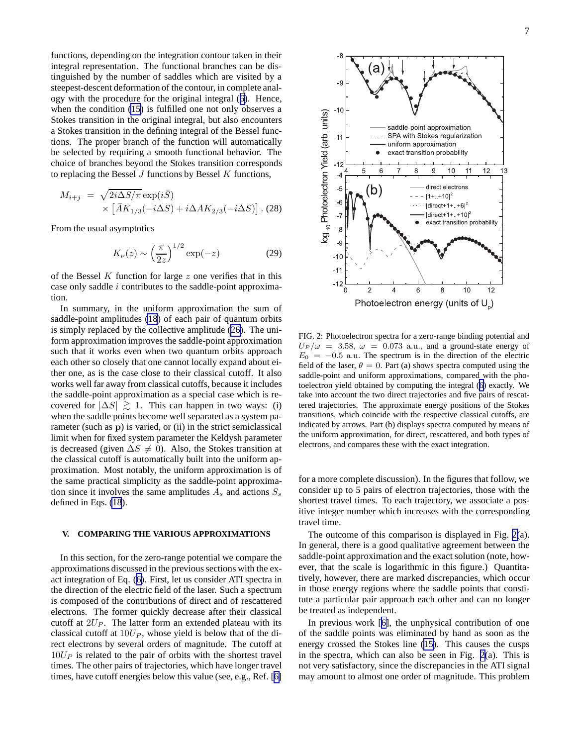functions, depending on the integration contour taken in their integral representation. The functional branches can be distinguished by the number of saddles which are visited by a steepest-descent deformation of the contour, in complete analogy with the procedure for the original integral (6). Hence, when the condition (15) is fulfilled one not only observes a Stokes transition in the original integral, but also encounters a Stokes transition in the defining integral of the Bessel functions. The proper branch of the function will automatically be selected by requiring a smooth functional behavior. The choice of branches beyond the Stokes transition corresponds to replacing the Bessel $J$ functions by Bessel $K$ functions,

$$M_{i+j} = \sqrt{2i\Delta S/\pi}\exp(i\bar{S}) \times \left[\bar{A}K_{1/3}(-i\Delta S) + i\Delta A K_{2/3}(-i\Delta S)\right]. \quad (28)$$

From the usual asymptotics

$$K_\nu(z) \sim \left(\frac{\pi}{2z}\right)^{1/2} \exp(-z) \quad (29)$$

of the Bessel $K$ function for large $z$ one verifies that in this case only saddle $i$ contributes to the saddle-point approximation.

In summary, in the uniform approximation the sum of saddle-point amplitudes (18) of each pair of quantum orbits is simply replaced by the collective amplitude (26). The uniform approximation improves the saddle-point approximation such that it works even when two quantum orbits approach each other so closely that one cannot locally expand about either one, as is the case close to their classical cutoff. It also works well far away from classical cutoffs, because it includes the saddle-point approximation as a special case which is recovered for $|\Delta S| \gtrsim 1$. This can happen in two ways: (i) when the saddle points become well separated as a system parameter (such as $\mathbf{p}$) is varied, or (ii) in the strict semiclassical limit when for fixed system parameter the Keldysh parameter is decreased (given $\Delta S \neq 0$). Also, the Stokes transition at the classical cutoff is automatically built into the uniform approximation. Most notably, the uniform approximation is of the same practical simplicity as the saddle-point approximation since it involves the same amplitudes $A_s$ and actions $S_s$ defined in Eqs. (18).

## V. COMPARING THE VARIOUS APPROXIMATIONS

In this section, for the zero-range potential we compare the approximations discussed in the previous sections with the exact integration of Eq. (6). First, let us consider ATI spectra in the direction of the electric field of the laser. Such a spectrum is composed of the contributions of direct and of rescattered electrons. The former quickly decrease after their classical cutoff at $2U_P$. The latter form an extended plateau with its classical cutoff at $10U_P$, whose yield is below that of the direct electrons by several orders of magnitude. The cutoff at $10U_P$ is related to the pair of orbits with the shortest travel times. The other pairs of trajectories, which have longer travel times, have cutoff energies below this value (see, e.g., Ref. [6] for a more complete discussion). In the figures that follow, we consider up to 5 pairs of electron trajectories, those with the shortest travel times. To each trajectory, we associate a positive integer number which increases with the corresponding travel time.

FIG. 2: Photoelectron spectra for a zero-range binding potential and $U_P/\omega = 3.58$, $\omega = 0.073$ a.u., and a ground-state energy of $E_0 = -0.5$ a.u. The spectrum is in the direction of the electric field of the laser, $\theta = 0$. Part (a) shows spectra computed using the saddle-point and uniform approximations, compared with the photoelectron yield obtained by computing the integral (6) exactly. We take into account the two direct trajectories and five pairs of rescattered trajectories. The approximate energy positions of the Stokes transitions, which coincide with the respective classical cutoffs, are indicated by arrows. Part (b) displays spectra computed by means of the uniform approximation, for direct, rescattered, and both types of electrons, and compares these with the exact integration.

The outcome of this comparison is displayed in Fig. 2(a). In general, there is a good qualitative agreement between the saddle-point approximation and the exact solution (note, however, that the scale is logarithmic in this figure.) Quantitatively, however, there are marked discrepancies, which occur in those energy regions where the saddle points that constitute a particular pair approach each other and can no longer be treated as independent.

In previous work [6], the unphysical contribution of one of the saddle points was eliminated by hand as soon as the energy crossed the Stokes line (15). This causes the cusps in the spectra, which can also be seen in Fig. 2(a). This is not very satisfactory, since the discrepancies in the ATI signal may amount to almost one order of magnitude. This problem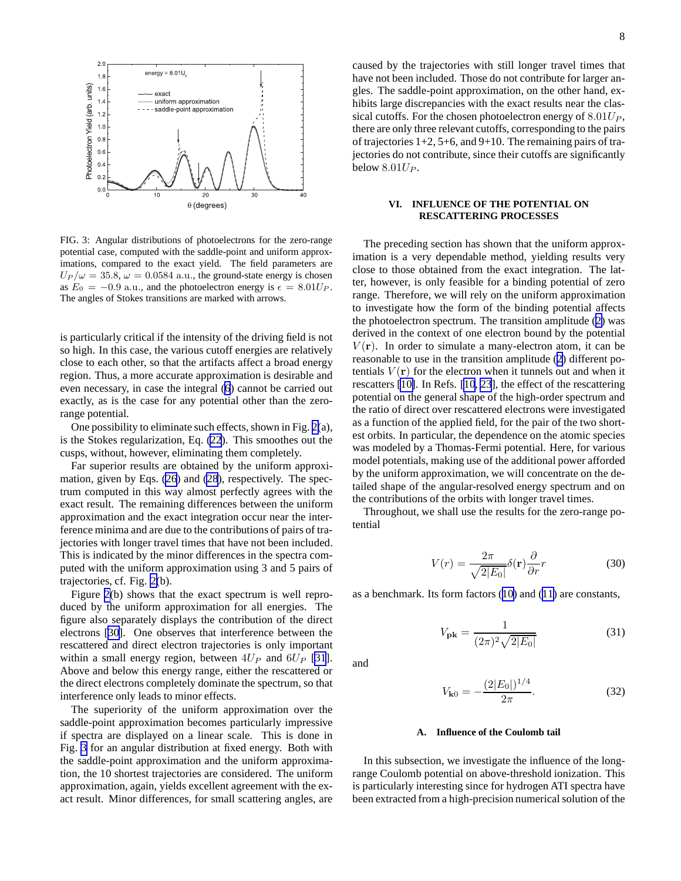FIG. 3: Angular distributions of photoelectrons for the zero-range potential case, computed with the saddle-point and uniform approximations, compared to the exact yield. The field parameters are $U_P/\omega = 35.8$, $\omega = 0.0584$ a.u., the ground-state energy is chosen as $E_0 = -0.9$ a.u., and the photoelectron energy is $\epsilon = 8.01U_P$. The angles of Stokes transitions are marked with arrows.

is particularly critical if the intensity of the driving field is not so high. In this case, the various cutoff energies are relatively close to each other, so that the artifacts affect a broad energy region. Thus, a more accurate approximation is desirable and even necessary, in case the integral (6) cannot be carried out exactly, as is the case for any potential other than the zero-range potential.

One possibility to eliminate such effects, shown in Fig. 2(a), is the Stokes regularization, Eq. (22). This smoothes out the cusps, without, however, eliminating them completely.

Far superior results are obtained by the uniform approximation, given by Eqs. (26) and (28), respectively. The spectrum computed in this way almost perfectly agrees with the exact result. The remaining differences between the uniform approximation and the exact integration occur near the interference minima and are due to the contributions of pairs of trajectories with longer travel times that have not been included. This is indicated by the minor differences in the spectra computed with the uniform approximation using 3 and 5 pairs of trajectories, cf. Fig. 2(b).

Figure 2(b) shows that the exact spectrum is well reproduced by the uniform approximation for all energies. The figure also separately displays the contribution of the direct electrons [30]. One observes that interference between the rescattered and direct electron trajectories is only important within a small energy region, between $4U_P$ and $6U_P$ [31]. Above and below this energy range, either the rescattered or the direct electrons completely dominate the spectrum, so that interference only leads to minor effects.

The superiority of the uniform approximation over the saddle-point approximation becomes particularly impressive if spectra are displayed on a linear scale. This is done in Fig. 3 for an angular distribution at fixed energy. Both with the saddle-point approximation and the uniform approximation, the 10 shortest trajectories are considered. The uniform approximation, again, yields excellent agreement with the exact result. Minor differences, for small scattering angles, are caused by the trajectories with still longer travel times that have not been included. Those do not contribute for larger angles. The saddle-point approximation, on the other hand, exhibits large discrepancies with the exact results near the classical cutoffs. For the chosen photoelectron energy of $8.01U_P$, there are only three relevant cutoffs, corresponding to the pairs of trajectories 1+2, 5+6, and 9+10. The remaining pairs of trajectories do not contribute, since their cutoffs are significantly below $8.01U_P$.

## VI. INFLUENCE OF THE POTENTIAL ON RESCATTERING PROCESSES

The preceding section has shown that the uniform approximation is a very dependable method, yielding results very close to those obtained from the exact integration. The latter, however, is only feasible for a binding potential of zero range. Therefore, we will rely on the uniform approximation to investigate how the form of the binding potential affects the photoelectron spectrum. The transition amplitude (2) was derived in the context of one electron bound by the potential $V(\mathbf{r})$. In order to simulate a many-electron atom, it can be reasonable to use in the transition amplitude (2) different potentials $V(\mathbf{r})$ for the electron when it tunnels out and when it rescatters [10]. In Refs. [10, 23], the effect of the rescattering potential on the general shape of the high-order spectrum and the ratio of direct over rescattered electrons were investigated as a function of the applied field, for the pair of the two shortest orbits. In particular, the dependence on the atomic species was modeled by a Thomas-Fermi potential. Here, for various model potentials, making use of the additional power afforded by the uniform approximation, we will concentrate on the detailed shape of the angular-resolved energy spectrum and on the contributions of the orbits with longer travel times.

Throughout, we shall use the results for the zero-range potential

$$V(r) = \frac{2\pi}{\sqrt{2|E_0|}}\delta(\mathbf{r})\frac{\partial}{\partial r}r \tag{30}$$

as a benchmark. Its form factors (10) and (11) are constants,

$$V_{\mathbf{pk}} = \frac{1}{(2\pi)^2\sqrt{2|E_0|}} \tag{31}$$

and

$$V_{\mathbf{k}0} = -\frac{(2|E_0|)^{1/4}}{2\pi}. \tag{32}$$

### A. Influence of the Coulomb tail

In this subsection, we investigate the influence of the long-range Coulomb potential on above-threshold ionization. This is particularly interesting since for hydrogen ATI spectra have been extracted from a high-precision numerical solution of the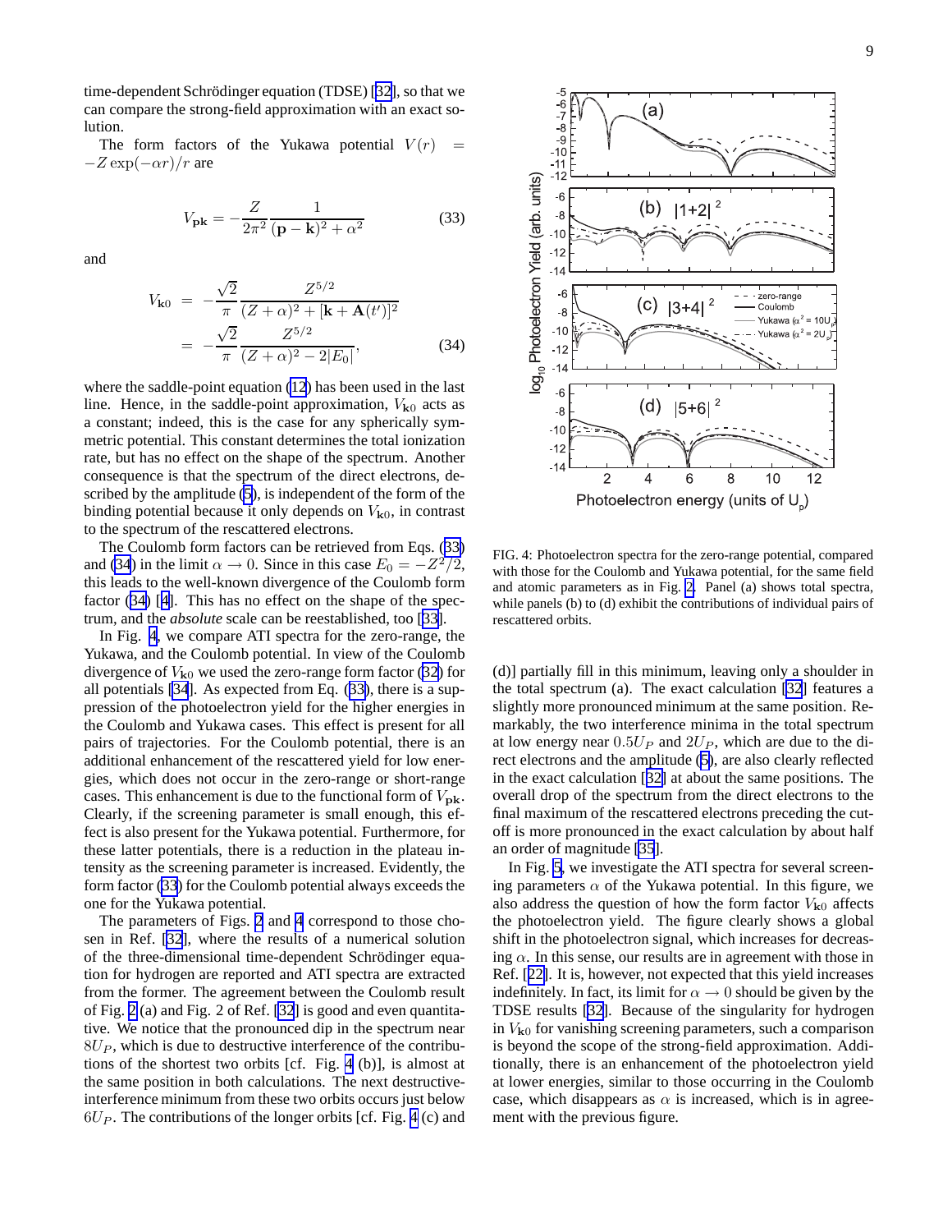time-dependent Schrödinger equation (TDSE) [32], so that we can compare the strong-field approximation with an exact solution.

The form factors of the Yukawa potential $V(r) = -Z\exp(-\alpha r)/r$ are

$$V_{\mathbf{pk}} = -\frac{Z}{2\pi^2}\frac{1}{(\mathbf{p}-\mathbf{k})^2+\alpha^2} \tag{33}$$

and

$$\begin{aligned} V_{\mathbf{k}0} &= -\frac{\sqrt{2}}{\pi}\frac{Z^{5/2}}{(Z+\alpha)^2+[\mathbf{k}+\mathbf{A}(t')]^2} \\ &= -\frac{\sqrt{2}}{\pi}\frac{Z^{5/2}}{(Z+\alpha)^2-2|E_0|}, \end{aligned} \tag{34}$$

where the saddle-point equation (12) has been used in the last line. Hence, in the saddle-point approximation, $V_{\mathbf{k}0}$ acts as a constant; indeed, this is the case for any spherically symmetric potential. This constant determines the total ionization rate, but has no effect on the shape of the spectrum. Another consequence is that the spectrum of the direct electrons, described by the amplitude (5), is independent of the form of the binding potential because it only depends on $V_{\mathbf{k}0}$, in contrast to the spectrum of the rescattered electrons.

The Coulomb form factors can be retrieved from Eqs. (33) and (34) in the limit $\alpha \to 0$. Since in this case $E_0 = -Z^2/2$, this leads to the well-known divergence of the Coulomb form factor (34) [4]. This has no effect on the shape of the spectrum, and the *absolute* scale can be reestablished, too [33].

In Fig. 4, we compare ATI spectra for the zero-range, the Yukawa, and the Coulomb potential. In view of the Coulomb divergence of $V_{\mathbf{k}0}$ we used the zero-range form factor (32) for all potentials [34]. As expected from Eq. (33), there is a suppression of the photoelectron yield for the higher energies in the Coulomb and Yukawa cases. This effect is present for all pairs of trajectories. For the Coulomb potential, there is an additional enhancement of the rescattered yield for low energies, which does not occur in the zero-range or short-range cases. This enhancement is due to the functional form of $V_{\mathbf{pk}}$. Clearly, if the screening parameter is small enough, this effect is also present for the Yukawa potential. Furthermore, for these latter potentials, there is a reduction in the plateau intensity as the screening parameter is increased. Evidently, the form factor (33) for the Coulomb potential always exceeds the one for the Yukawa potential.

The parameters of Figs. 2 and 4 correspond to those chosen in Ref. [32], where the results of a numerical solution of the three-dimensional time-dependent Schrödinger equation for hydrogen are reported and ATI spectra are extracted from the former. The agreement between the Coulomb result of Fig. 2(a) and Fig. 2 of Ref. [32] is good and even quantitative. We notice that the pronounced dip in the spectrum near $8U_P$, which is due to destructive interference of the contributions of the shortest two orbits [cf. Fig. 4 (b)], is almost at the same position in both calculations. The next destructive-interference minimum from these two orbits occurs just below $6U_P$. The contributions of the longer orbits [cf. Fig. 4 (c) and (d)] partially fill in this minimum, leaving only a shoulder in the total spectrum (a). The exact calculation [32] features a slightly more pronounced minimum at the same position. Remarkably, the two interference minima in the total spectrum at low energy near $0.5U_P$ and $2U_P$, which are due to the direct electrons and the amplitude (5), are also clearly reflected in the exact calculation [32] at about the same positions. The overall drop of the spectrum from the direct electrons to the final maximum of the rescattered electrons preceding the cutoff is more pronounced in the exact calculation by about half an order of magnitude [35].

FIG. 4: Photoelectron spectra for the zero-range potential, compared with those for the Coulomb and Yukawa potential, for the same field and atomic parameters as in Fig. 2. Panel (a) shows total spectra, while panels (b) to (d) exhibit the contributions of individual pairs of rescattered orbits.

In Fig. 5, we investigate the ATI spectra for several screening parameters $\alpha$ of the Yukawa potential. In this figure, we also address the question of how the form factor $V_{\mathbf{k}0}$ affects the photoelectron yield. The figure clearly shows a global shift in the photoelectron signal, which increases for decreasing $\alpha$. In this sense, our results are in agreement with those in Ref. [22]. It is, however, not expected that this yield increases indefinitely. In fact, its limit for $\alpha \to 0$ should be given by the TDSE results [32]. Because of the singularity for hydrogen in $V_{\mathbf{k}0}$ for vanishing screening parameters, such a comparison is beyond the scope of the strong-field approximation. Additionally, there is an enhancement of the photoelectron yield at lower energies, similar to those occurring in the Coulomb case, which disappears as $\alpha$ is increased, which is in agreement with the previous figure.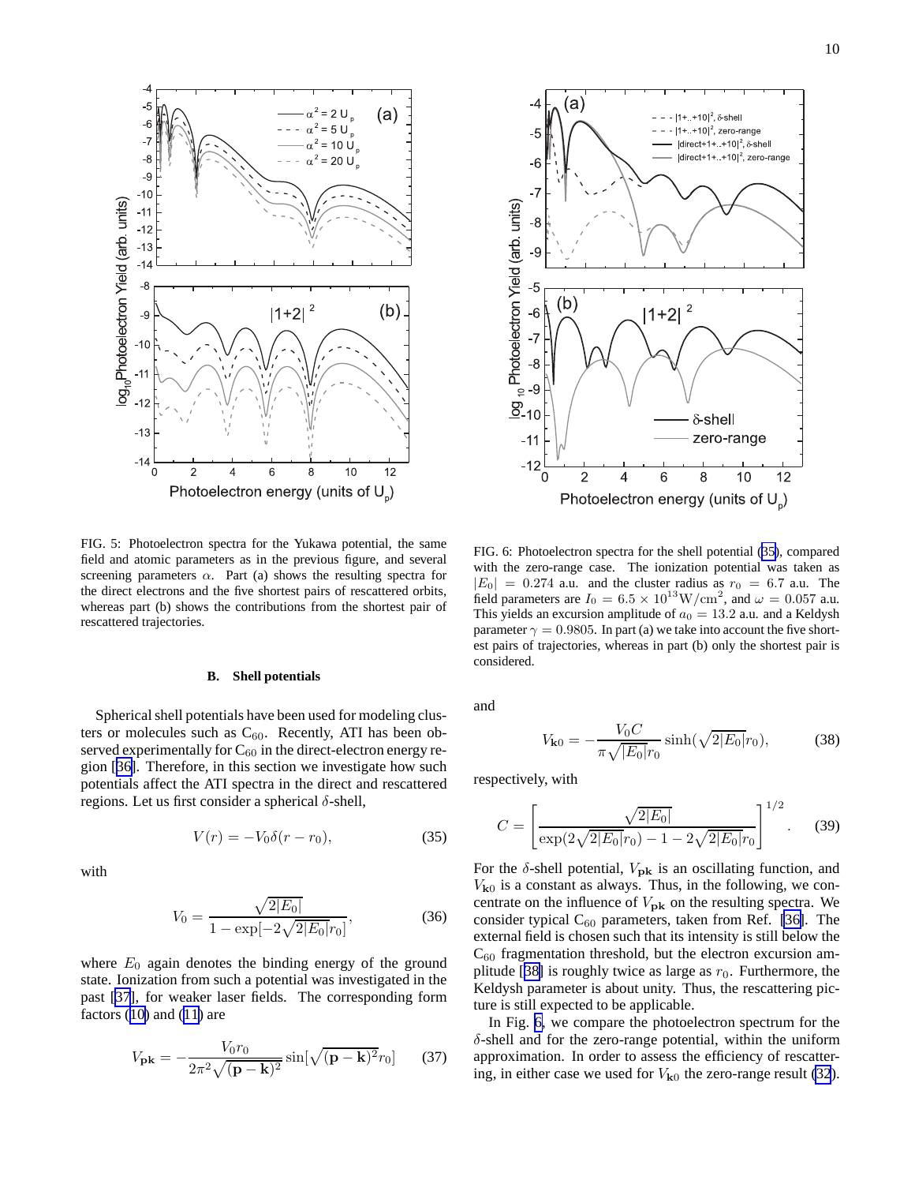FIG. 5: Photoelectron spectra for the Yukawa potential, the same field and atomic parameters as in the previous figure, and several screening parameters $\alpha$. Part (a) shows the resulting spectra for the direct electrons and the five shortest pairs of rescattered orbits, whereas part (b) shows the contributions from the shortest pair of rescattered trajectories.

FIG. 6: Photoelectron spectra for the shell potential (35), compared with the zero-range case. The ionization potential was taken as $|E_0| = 0.274$ a.u. and the cluster radius as $r_0 = 6.7$ a.u. The field parameters are $I_0 = 6.5 \times 10^{13}\mathrm{W/cm}^2$, and $\omega = 0.057$ a.u. This yields an excursion amplitude of $a_0 = 13.2$ a.u. and a Keldysh parameter $\gamma = 0.9805$. In part (a) we take into account the five shortest pairs of trajectories, whereas in part (b) only the shortest pair is considered.

### B. Shell potentials

Spherical shell potentials have been used for modeling clusters or molecules such as $C_{60}$. Recently, ATI has been observed experimentally for $C_{60}$ in the direct-electron energy region [36]. Therefore, in this section we investigate how such potentials affect the ATI spectra in the direct and rescattered regions. Let us first consider a spherical $\delta$-shell,

$$V(r) = -V_0\delta(r - r_0), \tag{35}$$

with

$$V_0 = \frac{\sqrt{2|E_0|}}{1 - \exp[-2\sqrt{2|E_0|}r_0]}, \tag{36}$$

where $E_0$ again denotes the binding energy of the ground state. Ionization from such a potential was investigated in the past [37], for weaker laser fields. The corresponding form factors (10) and (11) are

$$V_{\mathbf{pk}} = -\frac{V_0 r_0}{2\pi^2\sqrt{(\mathbf{p}-\mathbf{k})^2}}\sin[\sqrt{(\mathbf{p}-\mathbf{k})^2}r_0] \tag{37}$$

and

$$V_{\mathbf{k}0} = -\frac{V_0 C}{\pi\sqrt{|E_0|}r_0}\sinh(\sqrt{2|E_0|}r_0), \tag{38}$$

respectively, with

$$C = \left[\frac{\sqrt{2|E_0|}}{\exp(2\sqrt{2|E_0|}r_0) - 1 - 2\sqrt{2|E_0|}r_0}\right]^{1/2}. \tag{39}$$

For the $\delta$-shell potential, $V_{\mathbf{pk}}$ is an oscillating function, and $V_{\mathbf{k}0}$ is a constant as always. Thus, in the following, we concentrate on the influence of $V_{\mathbf{pk}}$ on the resulting spectra. We consider typical $C_{60}$ parameters, taken from Ref. [36]. The external field is chosen such that its intensity is still below the $C_{60}$ fragmentation threshold, but the electron excursion amplitude [38] is roughly twice as large as $r_0$. Furthermore, the Keldysh parameter is about unity. Thus, the rescattering picture is still expected to be applicable.

In Fig. 6, we compare the photoelectron spectrum for the $\delta$-shell and for the zero-range potential, within the uniform approximation. In order to assess the efficiency of rescattering, in either case we used for $V_{\mathbf{k}0}$ the zero-range result (32).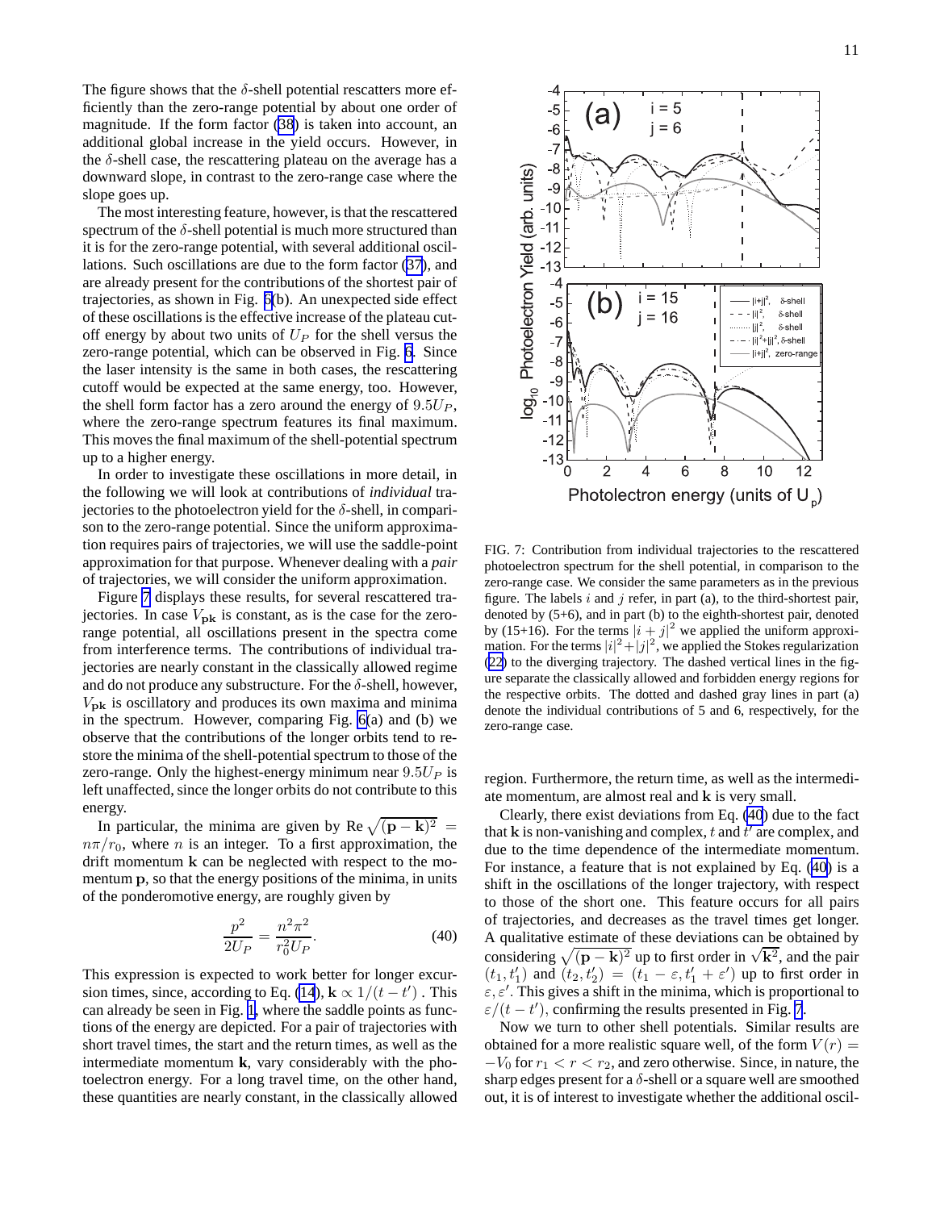The figure shows that the $\delta$-shell potential rescatters more efficiently than the zero-range potential by about one order of magnitude. If the form factor (38) is taken into account, an additional global increase in the yield occurs. However, in the $\delta$-shell case, the rescattering plateau on the average has a downward slope, in contrast to the zero-range case where the slope goes up.

The most interesting feature, however, is that the rescattered spectrum of the $\delta$-shell potential is much more structured than it is for the zero-range potential, with several additional oscillations. Such oscillations are due to the form factor (37), and are already present for the contributions of the shortest pair of trajectories, as shown in Fig. 5(b). An unexpected side effect of these oscillations is the effective increase of the plateau cutoff energy by about two units of $U_P$ for the shell versus the zero-range potential, which can be observed in Fig. 6. Since the laser intensity is the same in both cases, the rescattering cutoff would be expected at the same energy, too. However, the shell form factor has a zero around the energy of $9.5U_P$, where the zero-range spectrum features its final maximum. This moves the final maximum of the shell-potential spectrum up to a higher energy.

In order to investigate these oscillations in more detail, in the following we will look at contributions of *individual* trajectories to the photoelectron yield for the $\delta$-shell, in comparison to the zero-range potential. Since the uniform approximation requires pairs of trajectories, we will use the saddle-point approximation for that purpose. Whenever dealing with a *pair* of trajectories, we will consider the uniform approximation.

Figure 7 displays these results, for several rescattered trajectories. In case $V_{\mathbf{pk}}$ is constant, as is the case for the zero-range potential, all oscillations present in the spectra come from interference terms. The contributions of individual trajectories are nearly constant in the classically allowed regime and do not produce any substructure. For the $\delta$-shell, however, $V_{\mathbf{pk}}$ is oscillatory and produces its own maxima and minima in the spectrum. However, comparing Fig. 6(a) and (b) we observe that the contributions of the longer orbits tend to restore the minima of the shell-potential spectrum to those of the zero-range. Only the highest-energy minimum near $9.5U_P$ is left unaffected, since the longer orbits do not contribute to this energy.

In particular, the minima are given by $\mathrm{Re}\sqrt{(\mathbf{p}-\mathbf{k})^2} = n\pi/r_0$, where $n$ is an integer. To a first approximation, the drift momentum $\mathbf{k}$ can be neglected with respect to the momentum $\mathbf{p}$, so that the energy positions of the minima, in units of the ponderomotive energy, are roughly given by

$$\frac{p^2}{2U_P} = \frac{n^2\pi^2}{r_0^2 U_P}. \tag{40}$$

This expression is expected to work better for longer excursion times, since, according to Eq. (14), $\mathbf{k} \propto 1/(t-t')$ . This can already be seen in Fig. 1, where the saddle points as functions of the energy are depicted. For a pair of trajectories with short travel times, the start and the return times, as well as the intermediate momentum $\mathbf{k}$, vary considerably with the photoelectron energy. For a long travel time, on the other hand, these quantities are nearly constant, in the classically allowed region. Furthermore, the return time, as well as the intermediate momentum, are almost real and $\mathbf{k}$ is very small.

FIG. 7: Contribution from individual trajectories to the rescattered photoelectron spectrum for the shell potential, in comparison to the zero-range case. We consider the same parameters as in the previous figure. The labels $i$ and $j$ refer, in part (a), to the third-shortest pair, denoted by (5+6), and in part (b) to the eighth-shortest pair, denoted by (15+16). For the terms $|i+j|^2$ we applied the uniform approximation. For the terms $|i|^2+|j|^2$, we applied the Stokes regularization (22) to the diverging trajectory. The dashed vertical lines in the figure separate the classically allowed and forbidden energy regions for the respective orbits. The dotted and dashed gray lines in part (a) denote the individual contributions of 5 and 6, respectively, for the zero-range case.

Clearly, there exist deviations from Eq. (40) due to the fact that $\mathbf{k}$ is non-vanishing and complex, $t$ and $t'$ are complex, and due to the time dependence of the intermediate momentum. For instance, a feature that is not explained by Eq. (40) is a shift in the oscillations of the longer trajectory, with respect to those of the short one. This feature occurs for all pairs of trajectories, and decreases as the travel times get longer. A qualitative estimate of these deviations can be obtained by considering $\sqrt{(\mathbf{p}-\mathbf{k})^2}$ up to first order in $\sqrt{\mathbf{k}^2}$, and the pair $(t_1, t_1')$ and $(t_2, t_2') = (t_1 - \varepsilon, t_1' + \varepsilon')$ up to first order in $\varepsilon, \varepsilon'$. This gives a shift in the minima, which is proportional to $\varepsilon/(t-t')$, confirming the results presented in Fig. 7.

Now we turn to other shell potentials. Similar results are obtained for a more realistic square well, of the form $V(r) = -V_0$ for $r_1 < r < r_2$, and zero otherwise. Since, in nature, the sharp edges present for a $\delta$-shell or a square well are smoothed out, it is of interest to investigate whether the additional oscil-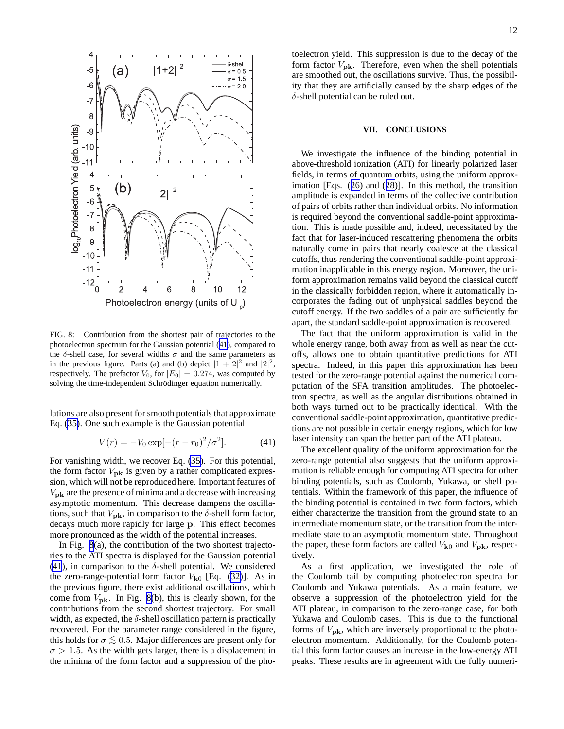FIG. 8: Contribution from the shortest pair of trajectories to the photoelectron spectrum for the Gaussian potential (41), compared to the $\delta$-shell case, for several widths $\sigma$ and the same parameters as in the previous figure. Parts (a) and (b) depict $|1+2|^2$ and $|2|^2$, respectively. The prefactor $V_0$, for $|E_0| = 0.274$, was computed by solving the time-independent Schrödinger equation numerically.

lations are also present for smooth potentials that approximate Eq. (35). One such example is the Gaussian potential

$$V(r) = -V_0 \exp[-(r - r_0)^2/\sigma^2]. \tag{41}$$

For vanishing width, we recover Eq. (35). For this potential, the form factor $V_{\mathbf{pk}}$ is given by a rather complicated expression, which will not be reproduced here. Important features of $V_{\mathbf{pk}}$ are the presence of minima and a decrease with increasing asymptotic momentum. This decrease dampens the oscillations, such that $V_{\mathbf{pk}}$, in comparison to the $\delta$-shell form factor, decays much more rapidly for large $\mathbf{p}$. This effect becomes more pronounced as the width of the potential increases.

In Fig. 8(a), the contribution of the two shortest trajectories to the ATI spectra is displayed for the Gaussian potential (41), in comparison to the $\delta$-shell potential. We considered the zero-range-potential form factor $V_{\mathbf{k}0}$ [Eq. (32)]. As in the previous figure, there exist additional oscillations, which come from $V_{\mathbf{pk}}$. In Fig. 8(b), this is clearly shown, for the contributions from the second shortest trajectory. For small width, as expected, the $\delta$-shell oscillation pattern is practically recovered. For the parameter range considered in the figure, this holds for $\sigma \lesssim 0.5$. Major differences are present only for $\sigma > 1.5$. As the width gets larger, there is a displacement in the minima of the form factor and a suppression of the photoelectron yield. This suppression is due to the decay of the form factor $V_{\mathbf{pk}}$. Therefore, even when the shell potentials are smoothed out, the oscillations survive. Thus, the possibility that they are artificially caused by the sharp edges of the $\delta$-shell potential can be ruled out.

## VII. CONCLUSIONS

We investigate the influence of the binding potential in above-threshold ionization (ATI) for linearly polarized laser fields, in terms of quantum orbits, using the uniform approximation [Eqs. (26) and (28)]. In this method, the transition amplitude is expanded in terms of the collective contribution of pairs of orbits rather than individual orbits. No information is required beyond the conventional saddle-point approximation. This is made possible and, indeed, necessitated by the fact that for laser-induced rescattering phenomena the orbits naturally come in pairs that nearly coalesce at the classical cutoffs, thus rendering the conventional saddle-point approximation inapplicable in this energy region. Moreover, the uniform approximation remains valid beyond the classical cutoff in the classically forbidden region, where it automatically incorporates the fading out of unphysical saddles beyond the cutoff energy. If the two saddles of a pair are sufficiently far apart, the standard saddle-point approximation is recovered.

The fact that the uniform approximation is valid in the whole energy range, both away from as well as near the cutoffs, allows one to obtain quantitative predictions for ATI spectra. Indeed, in this paper this approximation has been tested for the zero-range potential against the numerical computation of the SFA transition amplitudes. The photoelectron spectra, as well as the angular distributions obtained in both ways turned out to be practically identical. With the conventional saddle-point approximation, quantitative predictions are not possible in certain energy regions, which for low laser intensity can span the better part of the ATI plateau.

The excellent quality of the uniform approximation for the zero-range potential also suggests that the uniform approximation is reliable enough for computing ATI spectra for other binding potentials, such as Coulomb, Yukawa, or shell potentials. Within the framework of this paper, the influence of the binding potential is contained in two form factors, which either characterize the transition from the ground state to an intermediate momentum state, or the transition from the intermediate state to an asymptotic momentum state. Throughout the paper, these form factors are called $V_{\mathbf{k}0}$ and $V_{\mathbf{pk}}$, respectively.

As a first application, we investigated the role of the Coulomb tail by computing photoelectron spectra for Coulomb and Yukawa potentials. As a main feature, we observe a suppression of the photoelectron yield for the ATI plateau, in comparison to the zero-range case, for both Yukawa and Coulomb cases. This is due to the functional forms of $V_{\mathbf{pk}}$, which are inversely proportional to the photoelectron momentum. Additionally, for the Coulomb potential this form factor causes an increase in the low-energy ATI peaks. These results are in agreement with the fully numeri-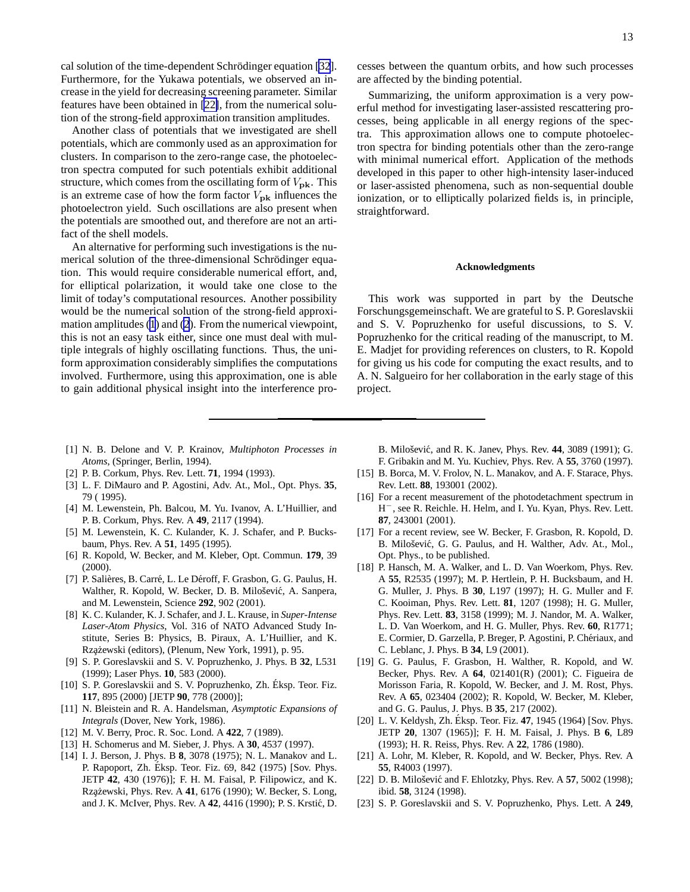cal solution of the time-dependent Schrödinger equation [32]. Furthermore, for the Yukawa potentials, we observed an increase in the yield for decreasing screening parameter. Similar features have been obtained in [22], from the numerical solution of the strong-field approximation transition amplitudes.

Another class of potentials that we investigated are shell potentials, which are commonly used as an approximation for clusters. In comparison to the zero-range case, the photoelectron spectra computed for such potentials exhibit additional structure, which comes from the oscillating form of $V_{\mathbf{pk}}$. This is an extreme case of how the form factor $V_{\mathbf{pk}}$ influences the photoelectron yield. Such oscillations are also present when the potentials are smoothed out, and therefore are not an artifact of the shell models.

An alternative for performing such investigations is the numerical solution of the three-dimensional Schrödinger equation. This would require considerable numerical effort, and, for elliptical polarization, it would take one close to the limit of today's computational resources. Another possibility would be the numerical solution of the strong-field approximation amplitudes (1) and (2). From the numerical viewpoint, this is not an easy task either, since one must deal with multiple integrals of highly oscillating functions. Thus, the uniform approximation considerably simplifies the computations involved. Furthermore, using this approximation, one is able to gain additional physical insight into the interference processes between the quantum orbits, and how such processes are affected by the binding potential.

Summarizing, the uniform approximation is a very powerful method for investigating laser-assisted rescattering processes, being applicable in all energy regions of the spectra. This approximation allows one to compute photoelectron spectra for binding potentials other than the zero-range with minimal numerical effort. Application of the methods developed in this paper to other high-intensity laser-induced or laser-assisted phenomena, such as non-sequential double ionization, or to elliptically polarized fields is, in principle, straightforward.

### Acknowledgments

This work was supported in part by the Deutsche Forschungsgemeinschaft. We are grateful to S. P. Goreslavskii and S. V. Popruzhenko for useful discussions, to S. V. Popruzhenko for the critical reading of the manuscript, to M. E. Madjet for providing references on clusters, to R. Kopold for giving us his code for computing the exact results, and to A. N. Salgueiro for her collaboration in the early stage of this project.

---

[1] N. B. Delone and V. P. Krainov, *Multiphoton Processes in Atoms*, (Springer, Berlin, 1994).

[2] P. B. Corkum, Phys. Rev. Lett. **71**, 1994 (1993).

[3] L. F. DiMauro and P. Agostini, Adv. At., Mol., Opt. Phys. **35**, 79 ( 1995).

[4] M. Lewenstein, Ph. Balcou, M. Yu. Ivanov, A. L'Huillier, and P. B. Corkum, Phys. Rev. A **49**, 2117 (1994).

[5] M. Lewenstein, K. C. Kulander, K. J. Schafer, and P. Bucksbaum, Phys. Rev. A **51**, 1495 (1995).

[6] R. Kopold, W. Becker, and M. Kleber, Opt. Commun. **179**, 39 (2000).

[7] P. Salières, B. Carré, L. Le Déroff, F. Grasbon, G. G. Paulus, H. Walther, R. Kopold, W. Becker, D. B. Milošević, A. Sanpera, and M. Lewenstein, Science **292**, 902 (2001).

[8] K. C. Kulander, K. J. Schafer, and J. L. Krause, in *Super-Intense Laser-Atom Physics*, Vol. 316 of NATO Advanced Study Institute, Series B: Physics, B. Piraux, A. L'Huillier, and K. Rzążewski (editors), (Plenum, New York, 1991), p. 95.

[9] S. P. Goreslavskii and S. V. Popruzhenko, J. Phys. B **32**, L531 (1999); Laser Phys. **10**, 583 (2000).

[10] S. P. Goreslavskii and S. V. Popruzhenko, Zh. Éksp. Teor. Fiz. **117**, 895 (2000) [JETP **90**, 778 (2000)];

[11] N. Bleistein and R. A. Handelsman, *Asymptotic Expansions of Integrals* (Dover, New York, 1986).

[12] M. V. Berry, Proc. R. Soc. Lond. A **422**, 7 (1989).

[13] H. Schomerus and M. Sieber, J. Phys. A **30**, 4537 (1997).

[14] I. J. Berson, J. Phys. B **8**, 3078 (1975); N. L. Manakov and L. P. Rapoport, Zh. Éksp. Teor. Fiz. 69, 842 (1975) [Sov. Phys. JETP **42**, 430 (1976)]; F. H. M. Faisal, P. Filipowicz, and K. Rzążewski, Phys. Rev. A **41**, 6176 (1990); W. Becker, S. Long, and J. K. McIver, Phys. Rev. A **42**, 4416 (1990); P. S. Krstić, D. B. Milošević, and R. K. Janev, Phys. Rev. **44**, 3089 (1991); G. F. Gribakin and M. Yu. Kuchiev, Phys. Rev. A **55**, 3760 (1997).

[15] B. Borca, M. V. Frolov, N. L. Manakov, and A. F. Starace, Phys. Rev. Lett. **88**, 193001 (2002).

[16] For a recent measurement of the photodetachment spectrum in $H^-$, see R. Reichle. H. Helm, and I. Yu. Kyan, Phys. Rev. Lett. **87**, 243001 (2001).

[17] For a recent review, see W. Becker, F. Grasbon, R. Kopold, D. B. Milošević, G. G. Paulus, and H. Walther, Adv. At., Mol., Opt. Phys., to be published.

[18] P. Hansch, M. A. Walker, and L. D. Van Woerkom, Phys. Rev. A **55**, R2535 (1997); M. P. Hertlein, P. H. Bucksbaum, and H. G. Muller, J. Phys. B **30**, L197 (1997); H. G. Muller and F. C. Kooiman, Phys. Rev. Lett. **81**, 1207 (1998); H. G. Muller, Phys. Rev. Lett. **83**, 3158 (1999); M. J. Nandor, M. A. Walker, L. D. Van Woerkom, and H. G. Muller, Phys. Rev. **60**, R1771; E. Cormier, D. Garzella, P. Breger, P. Agostini, P. Chériaux, and C. Leblanc, J. Phys. B **34**, L9 (2001).

[19] G. G. Paulus, F. Grasbon, H. Walther, R. Kopold, and W. Becker, Phys. Rev. A **64**, 021401(R) (2001); C. Figueira de Morisson Faria, R. Kopold, W. Becker, and J. M. Rost, Phys. Rev. A **65**, 023404 (2002); R. Kopold, W. Becker, M. Kleber, and G. G. Paulus, J. Phys. B **35**, 217 (2002).

[20] L. V. Keldysh, Zh. Éksp. Teor. Fiz. **47**, 1945 (1964) [Sov. Phys. JETP **20**, 1307 (1965)]; F. H. M. Faisal, J. Phys. B **6**, L89 (1993); H. R. Reiss, Phys. Rev. A **22**, 1786 (1980).

[21] A. Lohr, M. Kleber, R. Kopold, and W. Becker, Phys. Rev. A **55**, R4003 (1997).

[22] D. B. Milošević and F. Ehlotzky, Phys. Rev. A **57**, 5002 (1998); ibid. **58**, 3124 (1998).

[23] S. P. Goreslavskii and S. V. Popruzhenko, Phys. Lett. A **249**,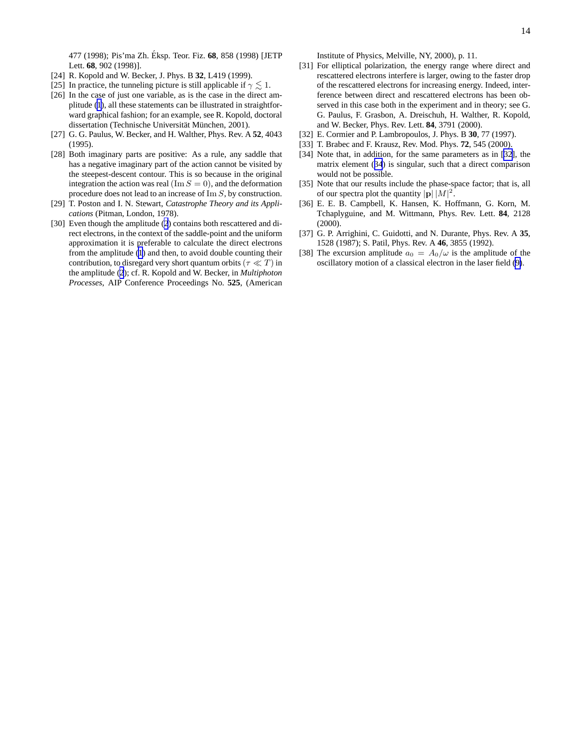477 (1998); Pis'ma Zh. Éksp. Teor. Fiz. **68**, 858 (1998) [JETP Lett. **68**, 902 (1998)].

[24] R. Kopold and W. Becker, J. Phys. B **32**, L419 (1999).

[25] In practice, the tunneling picture is still applicable if $\gamma \lesssim 1$.

[26] In the case of just one variable, as is the case in the direct amplitude (1), all these statements can be illustrated in straightforward graphical fashion; for an example, see R. Kopold, doctoral dissertation (Technische Universität München, 2001).

[27] G. G. Paulus, W. Becker, and H. Walther, Phys. Rev. A **52**, 4043 (1995).

[28] Both imaginary parts are positive: As a rule, any saddle that has a negative imaginary part of the action cannot be visited by the steepest-descent contour. This is so because in the original integration the action was real $(\mathrm{Im}\, S = 0)$, and the deformation procedure does not lead to an increase of $\mathrm{Im}\, S$, by construction.

[29] T. Poston and I. N. Stewart, *Catastrophe Theory and its Applications* (Pitman, London, 1978).

[30] Even though the amplitude (2) contains both rescattered and direct electrons, in the context of the saddle-point and the uniform approximation it is preferable to calculate the direct electrons from the amplitude (1) and then, to avoid double counting their contribution, to disregard very short quantum orbits $(\tau \ll T)$ in the amplitude (2); cf. R. Kopold and W. Becker, in *Multiphoton Processes*, AIP Conference Proceedings No. **525**, (American Institute of Physics, Melville, NY, 2000), p. 11.

[31] For elliptical polarization, the energy range where direct and rescattered electrons interfere is larger, owing to the faster drop of the rescattered electrons for increasing energy. Indeed, interference between direct and rescattered electrons has been observed in this case both in the experiment and in theory; see G. G. Paulus, F. Grasbon, A. Dreischuh, H. Walther, R. Kopold, and W. Becker, Phys. Rev. Lett. **84**, 3791 (2000).

[32] E. Cormier and P. Lambropoulos, J. Phys. B **30**, 77 (1997).

[33] T. Brabec and F. Krausz, Rev. Mod. Phys. **72**, 545 (2000).

[34] Note that, in addition, for the same parameters as in [32], the matrix element (34) is singular, such that a direct comparison would not be possible.

[35] Note that our results include the phase-space factor; that is, all of our spectra plot the quantity $|\mathbf{p}|\,|M|^2$.

[36] E. E. B. Campbell, K. Hansen, K. Hoffmann, G. Korn, M. Tchaplyguine, and M. Wittmann, Phys. Rev. Lett. **84**, 2128 (2000).

[37] G. P. Arrighini, C. Guidotti, and N. Durante, Phys. Rev. A **35**, 1528 (1987); S. Patil, Phys. Rev. A **46**, 3855 (1992).

[38] The excursion amplitude $a_0 = A_0/\omega$ is the amplitude of the oscillatory motion of a classical electron in the laser field (9).